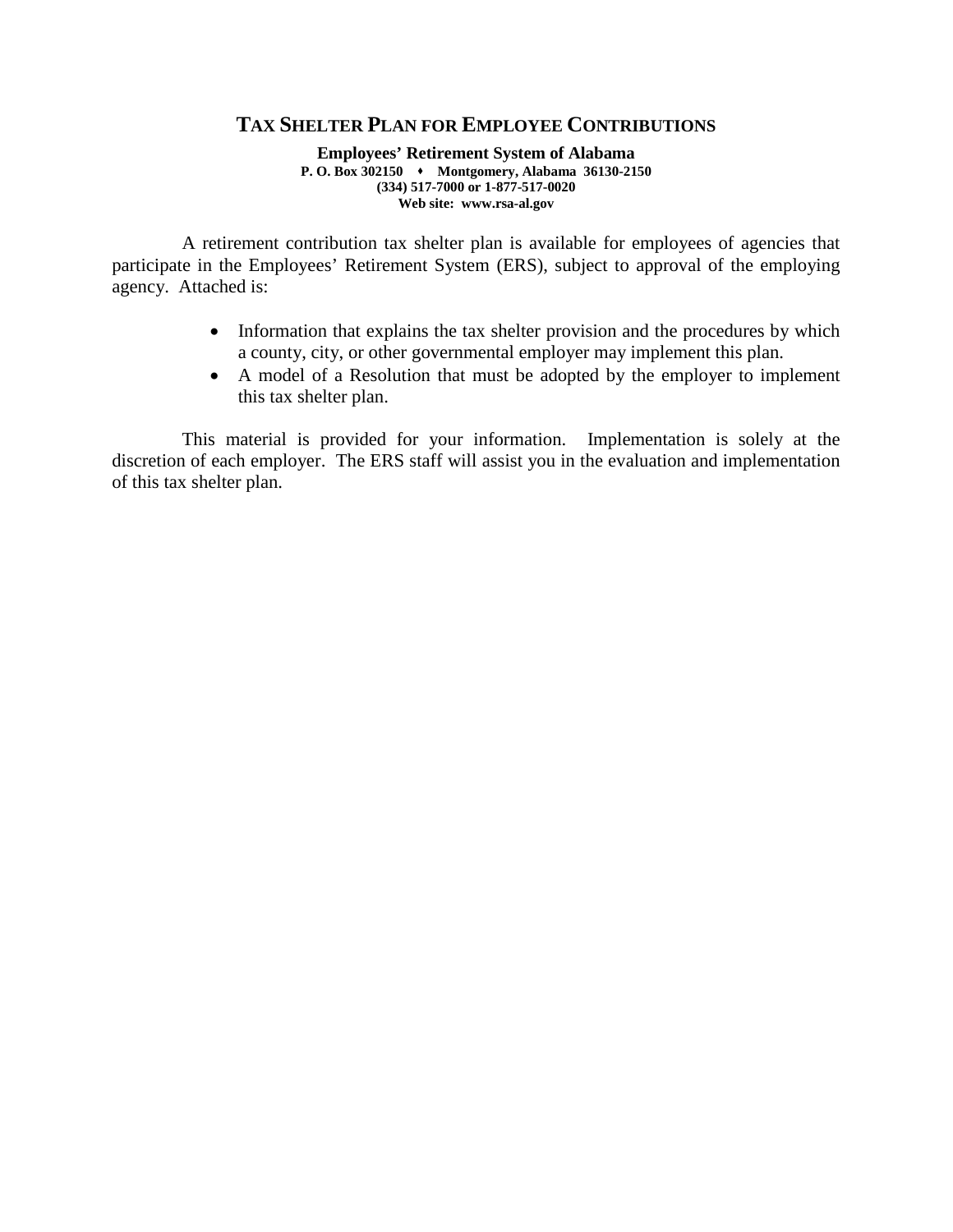# TAX SHELTER PLAN FOR EMPLOYEE CONTRIBUTIONS

**Employees' Retirement System of Alabama**
**P. O. Box 302150 ♦ Montgomery, Alabama 36130-2150**
**(334) 517-7000 or 1-877-517-0020**
**Web site: www.rsa-al.gov**

A retirement contribution tax shelter plan is available for employees of agencies that participate in the Employees' Retirement System (ERS), subject to approval of the employing agency. Attached is:

- Information that explains the tax shelter provision and the procedures by which a county, city, or other governmental employer may implement this plan.
- A model of a Resolution that must be adopted by the employer to implement this tax shelter plan.

This material is provided for your information. Implementation is solely at the discretion of each employer. The ERS staff will assist you in the evaluation and implementation of this tax shelter plan.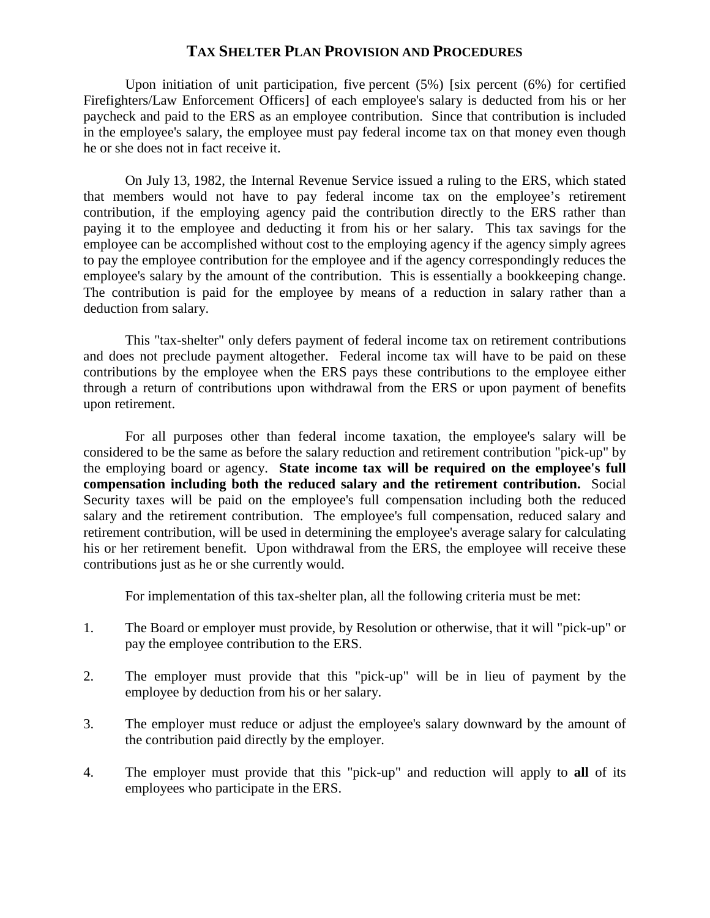## TAX SHELTER PLAN PROVISION AND PROCEDURES

Upon initiation of unit participation, five percent (5%) [six percent (6%) for certified Firefighters/Law Enforcement Officers] of each employee's salary is deducted from his or her paycheck and paid to the ERS as an employee contribution. Since that contribution is included in the employee's salary, the employee must pay federal income tax on that money even though he or she does not in fact receive it.

On July 13, 1982, the Internal Revenue Service issued a ruling to the ERS, which stated that members would not have to pay federal income tax on the employee's retirement contribution, if the employing agency paid the contribution directly to the ERS rather than paying it to the employee and deducting it from his or her salary. This tax savings for the employee can be accomplished without cost to the employing agency if the agency simply agrees to pay the employee contribution for the employee and if the agency correspondingly reduces the employee's salary by the amount of the contribution. This is essentially a bookkeeping change. The contribution is paid for the employee by means of a reduction in salary rather than a deduction from salary.

This "tax-shelter" only defers payment of federal income tax on retirement contributions and does not preclude payment altogether. Federal income tax will have to be paid on these contributions by the employee when the ERS pays these contributions to the employee either through a return of contributions upon withdrawal from the ERS or upon payment of benefits upon retirement.

For all purposes other than federal income taxation, the employee's salary will be considered to be the same as before the salary reduction and retirement contribution "pick-up" by the employing board or agency. **State income tax will be required on the employee's full compensation including both the reduced salary and the retirement contribution.** Social Security taxes will be paid on the employee's full compensation including both the reduced salary and the retirement contribution. The employee's full compensation, reduced salary and retirement contribution, will be used in determining the employee's average salary for calculating his or her retirement benefit. Upon withdrawal from the ERS, the employee will receive these contributions just as he or she currently would.

For implementation of this tax-shelter plan, all the following criteria must be met:

1. The Board or employer must provide, by Resolution or otherwise, that it will "pick-up" or pay the employee contribution to the ERS.
2. The employer must provide that this "pick-up" will be in lieu of payment by the employee by deduction from his or her salary.
3. The employer must reduce or adjust the employee's salary downward by the amount of the contribution paid directly by the employer.
4. The employer must provide that this "pick-up" and reduction will apply to **all** of its employees who participate in the ERS.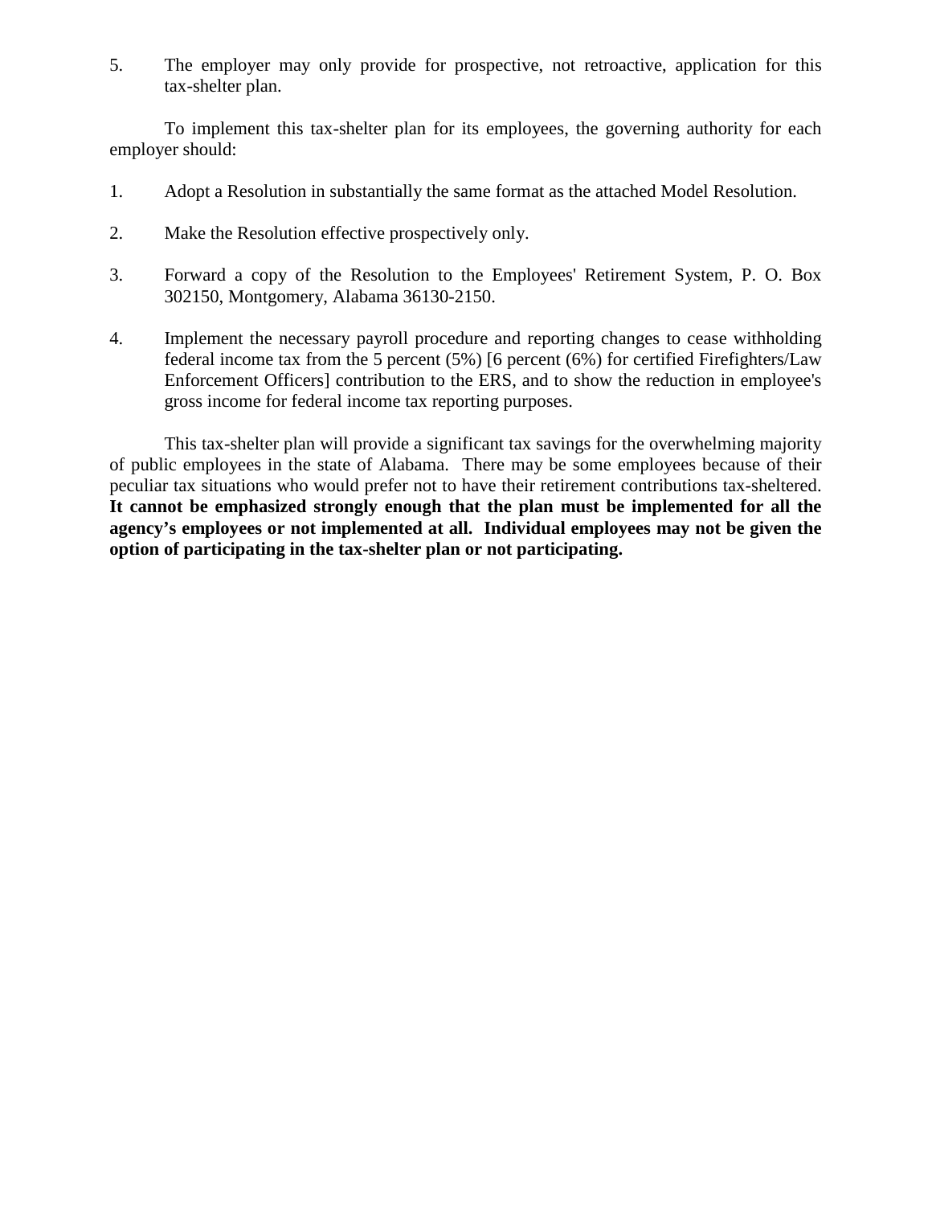5. The employer may only provide for prospective, not retroactive, application for this tax-shelter plan.

To implement this tax-shelter plan for its employees, the governing authority for each employer should:

1. Adopt a Resolution in substantially the same format as the attached Model Resolution.

2. Make the Resolution effective prospectively only.

3. Forward a copy of the Resolution to the Employees' Retirement System, P. O. Box 302150, Montgomery, Alabama 36130-2150.

4. Implement the necessary payroll procedure and reporting changes to cease withholding federal income tax from the 5 percent (5%) [6 percent (6%) for certified Firefighters/Law Enforcement Officers] contribution to the ERS, and to show the reduction in employee's gross income for federal income tax reporting purposes.

This tax-shelter plan will provide a significant tax savings for the overwhelming majority of public employees in the state of Alabama. There may be some employees because of their peculiar tax situations who would prefer not to have their retirement contributions tax-sheltered. **It cannot be emphasized strongly enough that the plan must be implemented for all the agency's employees or not implemented at all. Individual employees may not be given the option of participating in the tax-shelter plan or not participating.**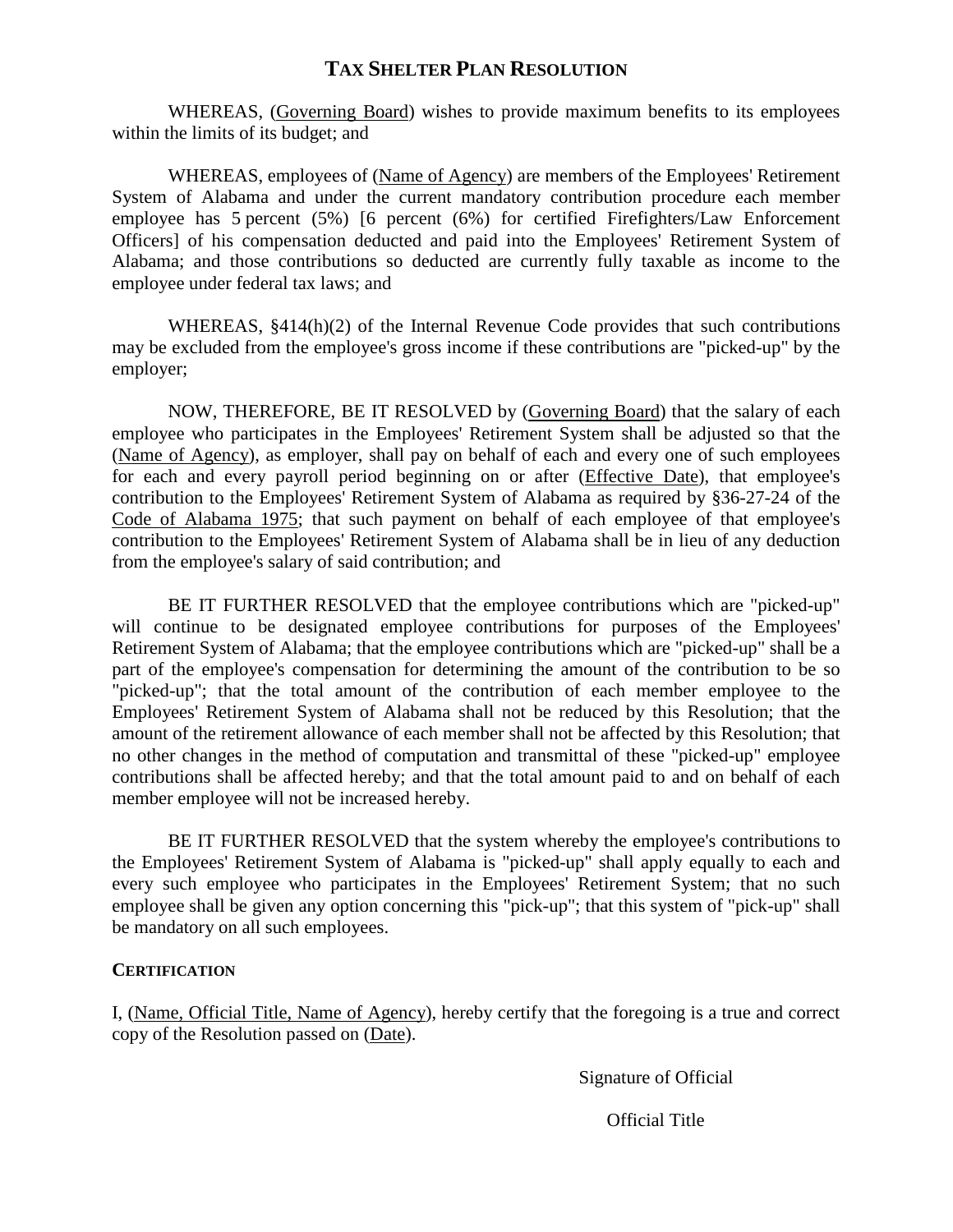# TAX SHELTER PLAN RESOLUTION

WHEREAS, (Governing Board) wishes to provide maximum benefits to its employees within the limits of its budget; and

WHEREAS, employees of (Name of Agency) are members of the Employees' Retirement System of Alabama and under the current mandatory contribution procedure each member employee has 5 percent (5%) [6 percent (6%) for certified Firefighters/Law Enforcement Officers] of his compensation deducted and paid into the Employees' Retirement System of Alabama; and those contributions so deducted are currently fully taxable as income to the employee under federal tax laws; and

WHEREAS, §414(h)(2) of the Internal Revenue Code provides that such contributions may be excluded from the employee's gross income if these contributions are "picked-up" by the employer;

NOW, THEREFORE, BE IT RESOLVED by (Governing Board) that the salary of each employee who participates in the Employees' Retirement System shall be adjusted so that the (Name of Agency), as employer, shall pay on behalf of each and every one of such employees for each and every payroll period beginning on or after (Effective Date), that employee's contribution to the Employees' Retirement System of Alabama as required by §36-27-24 of the Code of Alabama 1975; that such payment on behalf of each employee of that employee's contribution to the Employees' Retirement System of Alabama shall be in lieu of any deduction from the employee's salary of said contribution; and

BE IT FURTHER RESOLVED that the employee contributions which are "picked-up" will continue to be designated employee contributions for purposes of the Employees' Retirement System of Alabama; that the employee contributions which are "picked-up" shall be a part of the employee's compensation for determining the amount of the contribution to be so "picked-up"; that the total amount of the contribution of each member employee to the Employees' Retirement System of Alabama shall not be reduced by this Resolution; that the amount of the retirement allowance of each member shall not be affected by this Resolution; that no other changes in the method of computation and transmittal of these "picked-up" employee contributions shall be affected hereby; and that the total amount paid to and on behalf of each member employee will not be increased hereby.

BE IT FURTHER RESOLVED that the system whereby the employee's contributions to the Employees' Retirement System of Alabama is "picked-up" shall apply equally to each and every such employee who participates in the Employees' Retirement System; that no such employee shall be given any option concerning this "pick-up"; that this system of "pick-up" shall be mandatory on all such employees.

**CERTIFICATION**

I, (Name, Official Title, Name of Agency), hereby certify that the foregoing is a true and correct copy of the Resolution passed on (Date).

Signature of Official

Official Title